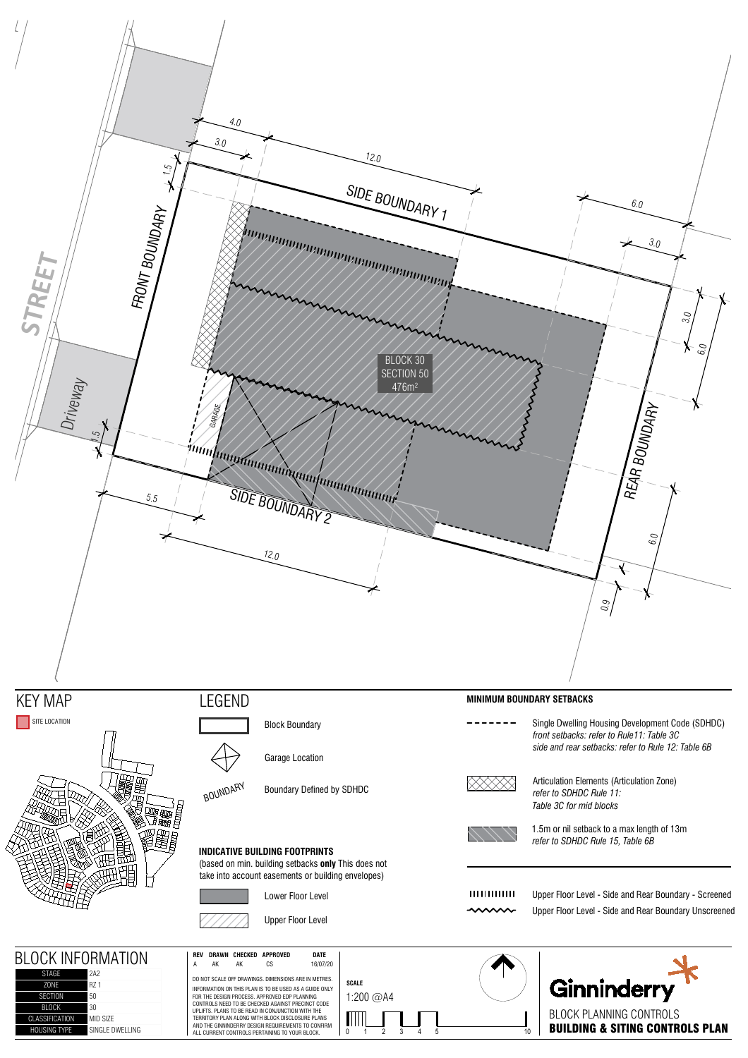STREET

FRONT BOUNDARY

SIDE BOUNDARY 1

SIDE BOUNDARY 2

REAR BOUNDARY

Driveway

GARAGE

BLOCK 30
SECTION 50
476m²

4.0 | 3.0 | 12.0 | 1.5 | 6.0 | 3.0 | 3.0 | 6.0 | 1.5 | 5.5 | 12.0 | 6.0 | 0.9

# KEY MAP

SITE LOCATION

# LEGEND

Block Boundary

Garage Location

BOUNDARY — Boundary Defined by SDHDC

**INDICATIVE BUILDING FOOTPRINTS**
(based on min. building setbacks **only** This does not take into account easements or building envelopes)

Lower Floor Level

Upper Floor Level

**MINIMUM BOUNDARY SETBACKS**

Single Dwelling Housing Development Code (SDHDC)
*front setbacks: refer to Rule11: Table 3C*
*side and rear setbacks: refer to Rule 12: Table 6B*

Articulation Elements (Articulation Zone)
*refer to SDHDC Rule 11:*
*Table 3C for mid blocks*

1.5m or nil setback to a max length of 13m
*refer to SDHDC Rule 15, Table 6B*

Upper Floor Level - Side and Rear Boundary - Screened

Upper Floor Level - Side and Rear Boundary Unscreened

# BLOCK INFORMATION

| | |
|---|---|
| STAGE | 2A2 |
| ZONE | RZ 1 |
| SECTION | 50 |
| BLOCK | 30 |
| CLASSIFICATION | MID SIZE |
| HOUSING TYPE | SINGLE DWELLING |

| REV | DRAWN | CHECKED | APPROVED | DATE |
|---|---|---|---|---|
| A | AK | AK | CS | 16/07/20 |

DO NOT SCALE OFF DRAWINGS. DIMENSIONS ARE IN METRES.

INFORMATION ON THIS PLAN IS TO BE USED AS A GUIDE ONLY FOR THE DESIGN PROCESS. APPROVED EDP PLANNING CONTROLS NEED TO BE CHECKED AGAINST PRECINCT CODE UPLIFTS. PLANS TO BE READ IN CONJUNCTION WITH THE TERRITORY PLAN ALONG WITH BLOCK DISCLOSURE PLANS AND THE GINNINDERRY DESIGN REQUIREMENTS TO CONFIRM ALL CURRENT CONTROLS PERTAINING TO YOUR BLOCK.

**SCALE**
1:200 @A4

0 1 2 3 4 5 10

Ginninderry

BLOCK PLANNING CONTROLS
**BUILDING & SITING CONTROLS PLAN**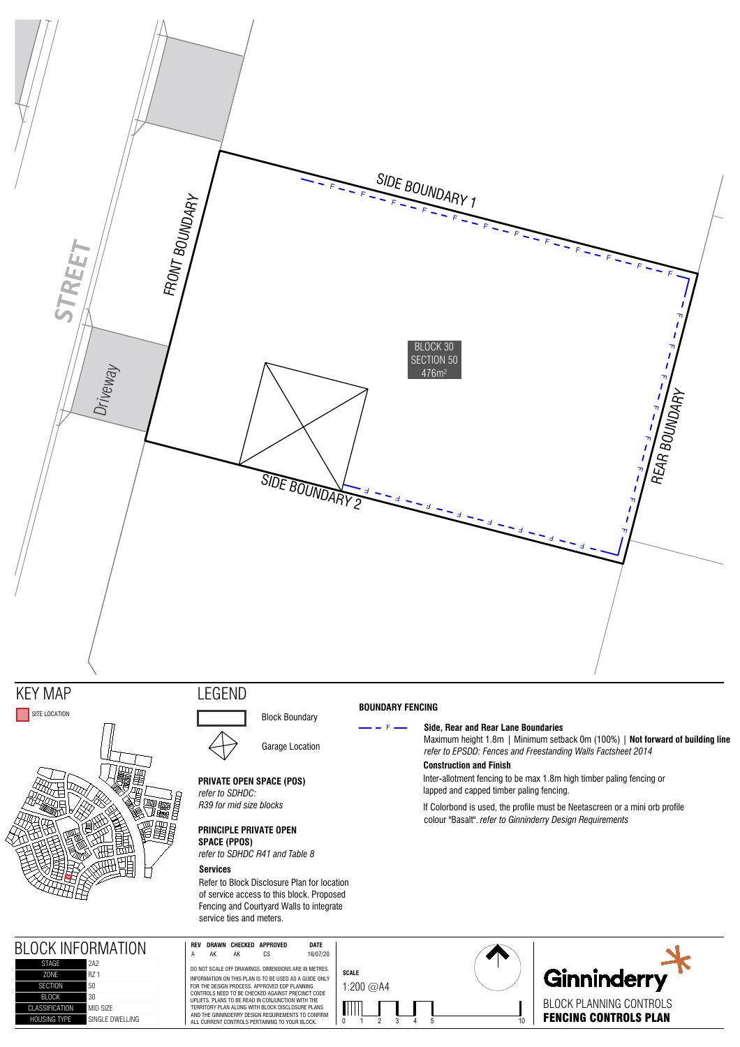STREET

Driveway

FRONT BOUNDARY

SIDE BOUNDARY 1

SIDE BOUNDARY 2

REAR BOUNDARY

BLOCK 30
SECTION 50
476m²

## KEY MAP

SITE LOCATION

## LEGEND

Block Boundary

Garage Location

**PRIVATE OPEN SPACE (POS)**
*refer to SDHDC:*
*R39 for mid size blocks*

**PRINCIPLE PRIVATE OPEN SPACE (PPOS)**
*refer to SDHDC R41 and Table 8*

**Services**

Refer to Block Disclosure Plan for location of service access to this block. Proposed Fencing and Courtyard Walls to integrate service ties and meters.

**BOUNDARY FENCING**

— F —

**Side, Rear and Rear Lane Boundaries**

Maximum height 1.8m | Minimum setback 0m (100%) | **Not forward of building line**
*refer to EPSDD: Fences and Freestanding Walls Factsheet 2014*

**Construction and Finish**

Inter-allotment fencing to be max 1.8m high timber paling fencing or lapped and capped timber paling fencing.

If Colorbond is used, the profile must be Neetascreen or a mini orb profile colour "Basalt". *refer to Ginninderry Design Requirements*

## BLOCK INFORMATION

| | |
|---|---|
| STAGE | 2A2 |
| ZONE | RZ 1 |
| SECTION | 50 |
| BLOCK | 30 |
| CLASSIFICATION | MID SIZE |
| HOUSING TYPE | SINGLE DWELLING |

| REV | DRAWN | CHECKED | APPROVED | DATE |
|---|---|---|---|---|
| A | AK | AK | CS | 16/07/20 |

DO NOT SCALE OFF DRAWINGS. DIMENSIONS ARE IN METRES.

INFORMATION ON THIS PLAN IS TO BE USED AS A GUIDE ONLY FOR THE DESIGN PROCESS. APPROVED EDP PLANNING CONTROLS NEED TO BE CHECKED AGAINST PRECINCT CODE UPLIFTS. PLANS TO BE READ IN CONJUNCTION WITH THE TERRITORY PLAN ALONG WITH BLOCK DISCLOSURE PLANS AND THE GINNINDERRY DESIGN REQUIREMENTS TO CONFIRM ALL CURRENT CONTROLS PERTAINING TO YOUR BLOCK.

**SCALE**
1:200 @A4

0 1 2 3 4 5 10

Ginninderry

BLOCK PLANNING CONTROLS
**FENCING CONTROLS PLAN**